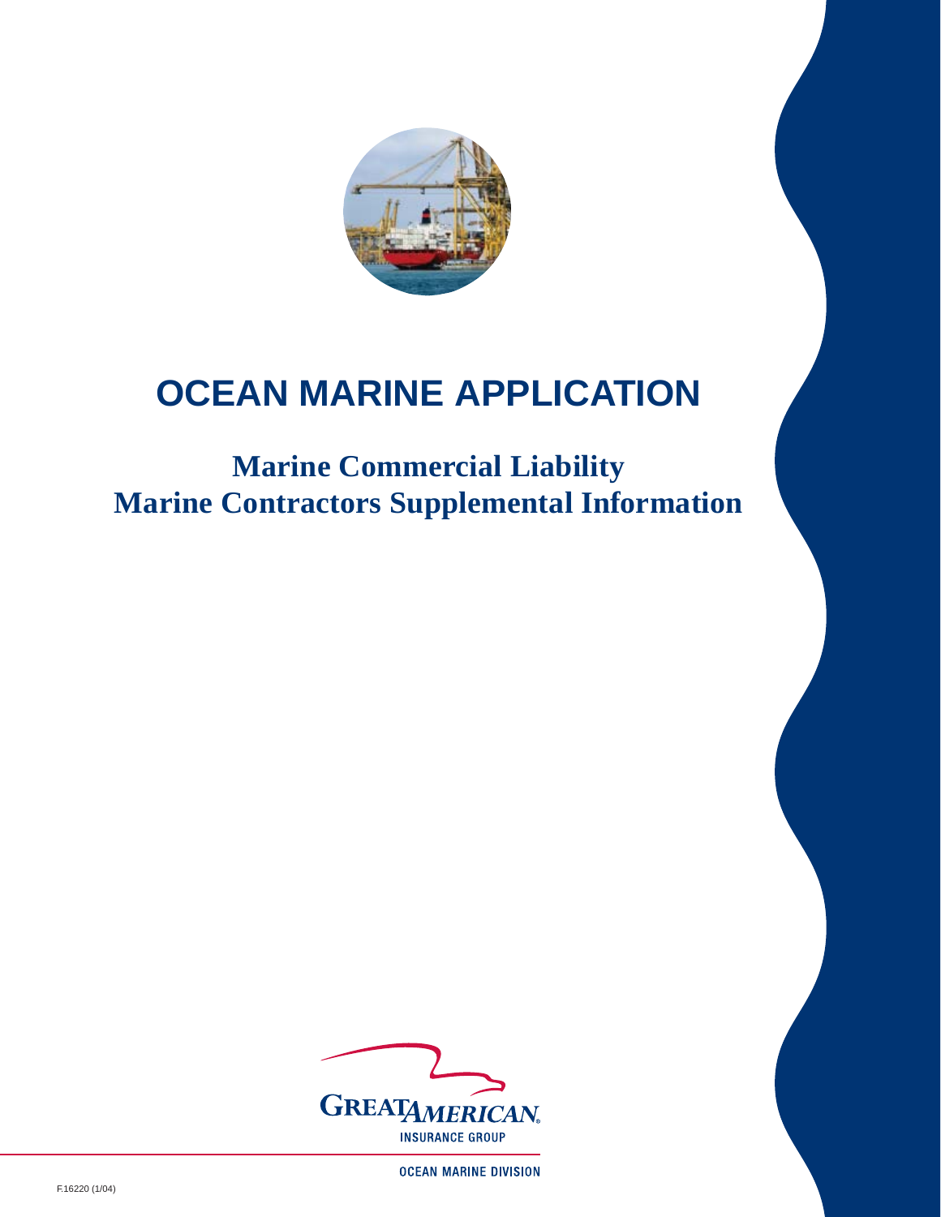# OCEAN MARINE APPLICATION

## Marine Commercial Liability
## Marine Contractors Supplemental Information

GREAT AMERICAN INSURANCE GROUP

OCEAN MARINE DIVISION

F.16220 (1/04)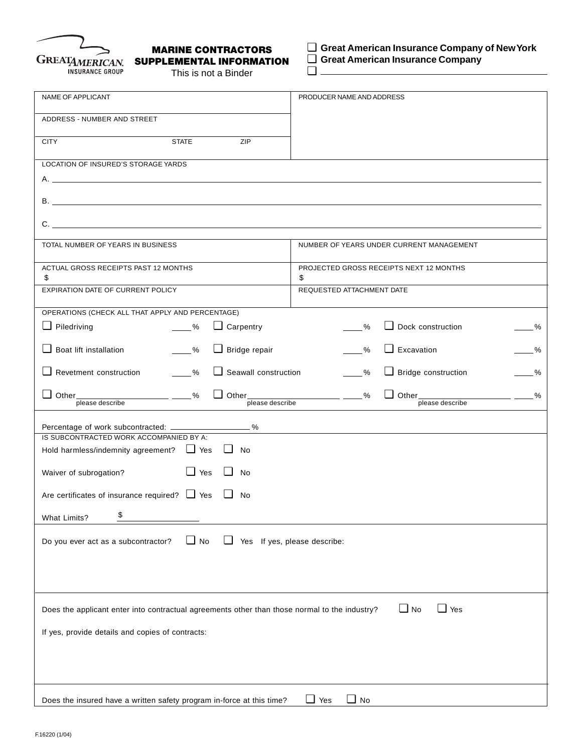GREAT AMERICAN INSURANCE GROUP

# MARINE CONTRACTORS SUPPLEMENTAL INFORMATION

This is not a Binder

☐ Great American Insurance Company of New York
☐ Great American Insurance Company
☐ ______________________________

| NAME OF APPLICANT | PRODUCER NAME AND ADDRESS |
|---|---|
| ADDRESS - NUMBER AND STREET | |
| CITY STATE ZIP | |

LOCATION OF INSURED'S STORAGE YARDS

A. ______________________________

B. ______________________________

C. ______________________________

| TOTAL NUMBER OF YEARS IN BUSINESS | NUMBER OF YEARS UNDER CURRENT MANAGEMENT |
|---|---|
| ACTUAL GROSS RECEIPTS PAST 12 MONTHS<br>$ | PROJECTED GROSS RECEIPTS NEXT 12 MONTHS<br>$ |
| EXPIRATION DATE OF CURRENT POLICY | REQUESTED ATTACHMENT DATE |

OPERATIONS (CHECK ALL THAT APPLY AND PERCENTAGE)

| | | |
|---|---|---|
| ☐ Piledriving ____% | ☐ Carpentry ____% | ☐ Dock construction ____% |
| ☐ Boat lift installation ____% | ☐ Bridge repair ____% | ☐ Excavation ____% |
| ☐ Revetment construction ____% | ☐ Seawall construction ____% | ☐ Bridge construction ____% |
| ☐ Other __________ (please describe) ____% | ☐ Other __________ (please describe) ____% | ☐ Other __________ (please describe) ____% |

Percentage of work subcontracted: ______________%

IS SUBCONTRACTED WORK ACCOMPANIED BY A:

Hold harmless/indemnity agreement? ☐ Yes ☐ No

Waiver of subrogation? ☐ Yes ☐ No

Are certificates of insurance required? ☐ Yes ☐ No

What Limits? $______________

Do you ever act as a subcontractor? ☐ No ☐ Yes If yes, please describe:

Does the applicant enter into contractual agreements other than those normal to the industry? ☐ No ☐ Yes

If yes, provide details and copies of contracts:

Does the insured have a written safety program in-force at this time? ☐ Yes ☐ No

F.16220 (1/04)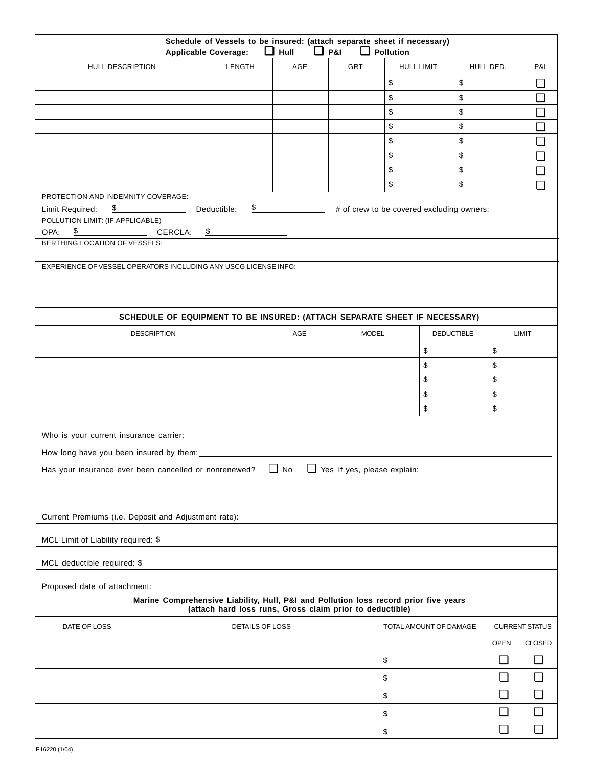**Schedule of Vessels to be insured: (attach separate sheet if necessary)**

**Applicable Coverage:** ☐ **Hull** ☐ **P&I** ☐ **Pollution**

| HULL DESCRIPTION | LENGTH | AGE | GRT | HULL LIMIT | HULL DED. | P&I |
|---|---|---|---|---|---|---|
| | | | | $ | $ | ☐ |
| | | | | $ | $ | ☐ |
| | | | | $ | $ | ☐ |
| | | | | $ | $ | ☐ |
| | | | | $ | $ | ☐ |
| | | | | $ | $ | ☐ |
| | | | | $ | $ | ☐ |
| | | | | $ | $ | ☐ |

PROTECTION AND INDEMNITY COVERAGE:

Limit Required: $ ______________ Deductible: $ ______________ # of crew to be covered excluding owners: ______________

POLLUTION LIMIT: (IF APPLICABLE)

OPA: $ ______________ CERCLA: $ ______________

BERTHING LOCATION OF VESSELS:

EXPERIENCE OF VESSEL OPERATORS INCLUDING ANY USCG LICENSE INFO:

**SCHEDULE OF EQUIPMENT TO BE INSURED: (ATTACH SEPARATE SHEET IF NECESSARY)**

| DESCRIPTION | AGE | MODEL | DEDUCTIBLE | LIMIT |
|---|---|---|---|---|
| | | | $ | $ |
| | | | $ | $ |
| | | | $ | $ |
| | | | $ | $ |
| | | | $ | $ |

Who is your current insurance carrier: ______________________________

How long have you been insured by them: ______________________________

Has your insurance ever been cancelled or nonrenewed? ☐ No ☐ Yes If yes, please explain:

Current Premiums (i.e. Deposit and Adjustment rate):

MCL Limit of Liability required: $

MCL deductible required: $

Proposed date of attachment:

**Marine Comprehensive Liability, Hull, P&I and Pollution loss record prior five years (attach hard loss runs, Gross claim prior to deductible)**

| DATE OF LOSS | DETAILS OF LOSS | TOTAL AMOUNT OF DAMAGE | CURRENT STATUS | |
|---|---|---|---|---|
| | | | OPEN | CLOSED |
| | | $ | ☐ | ☐ |
| | | $ | ☐ | ☐ |
| | | $ | ☐ | ☐ |
| | | $ | ☐ | ☐ |
| | | $ | ☐ | ☐ |

F.16220 (1/04)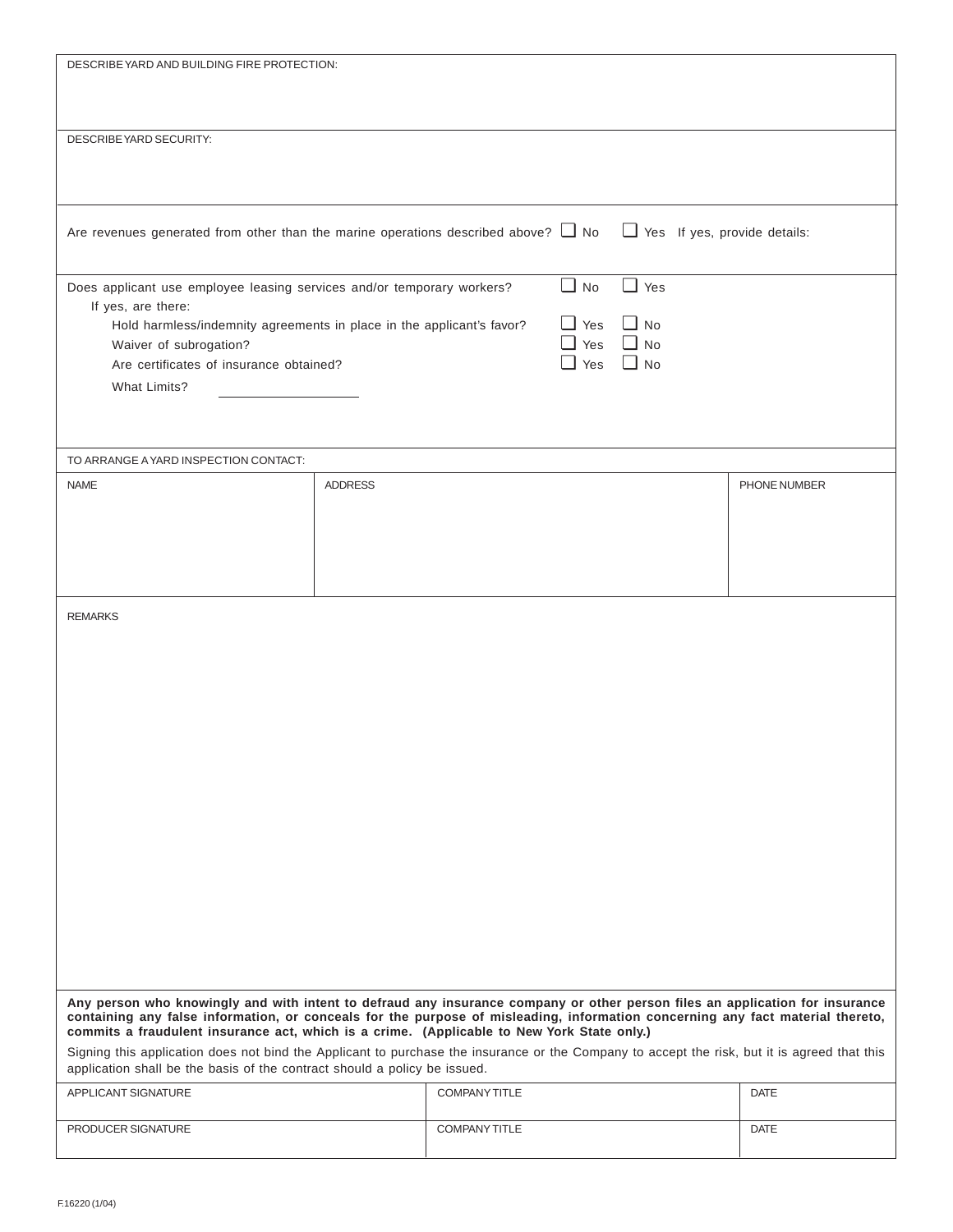DESCRIBE YARD AND BUILDING FIRE PROTECTION:

DESCRIBE YARD SECURITY:

Are revenues generated from other than the marine operations described above? ☐ No ☐ Yes If yes, provide details:

Does applicant use employee leasing services and/or temporary workers? ☐ No ☐ Yes

If yes, are there:

- Hold harmless/indemnity agreements in place in the applicant's favor? ☐ Yes ☐ No
- Waiver of subrogation? ☐ Yes ☐ No
- Are certificates of insurance obtained? ☐ Yes ☐ No
- What Limits? ____________________

TO ARRANGE A YARD INSPECTION CONTACT:

| NAME | ADDRESS | PHONE NUMBER |
| --- | --- | --- |
| | | |

REMARKS

**Any person who knowingly and with intent to defraud any insurance company or other person files an application for insurance containing any false information, or conceals for the purpose of misleading, information concerning any fact material thereto, commits a fraudulent insurance act, which is a crime. (Applicable to New York State only.)**

Signing this application does not bind the Applicant to purchase the insurance or the Company to accept the risk, but it is agreed that this application shall be the basis of the contract should a policy be issued.

| APPLICANT SIGNATURE | COMPANY TITLE | DATE |
| --- | --- | --- |
| PRODUCER SIGNATURE | COMPANY TITLE | DATE |

F.16220 (1/04)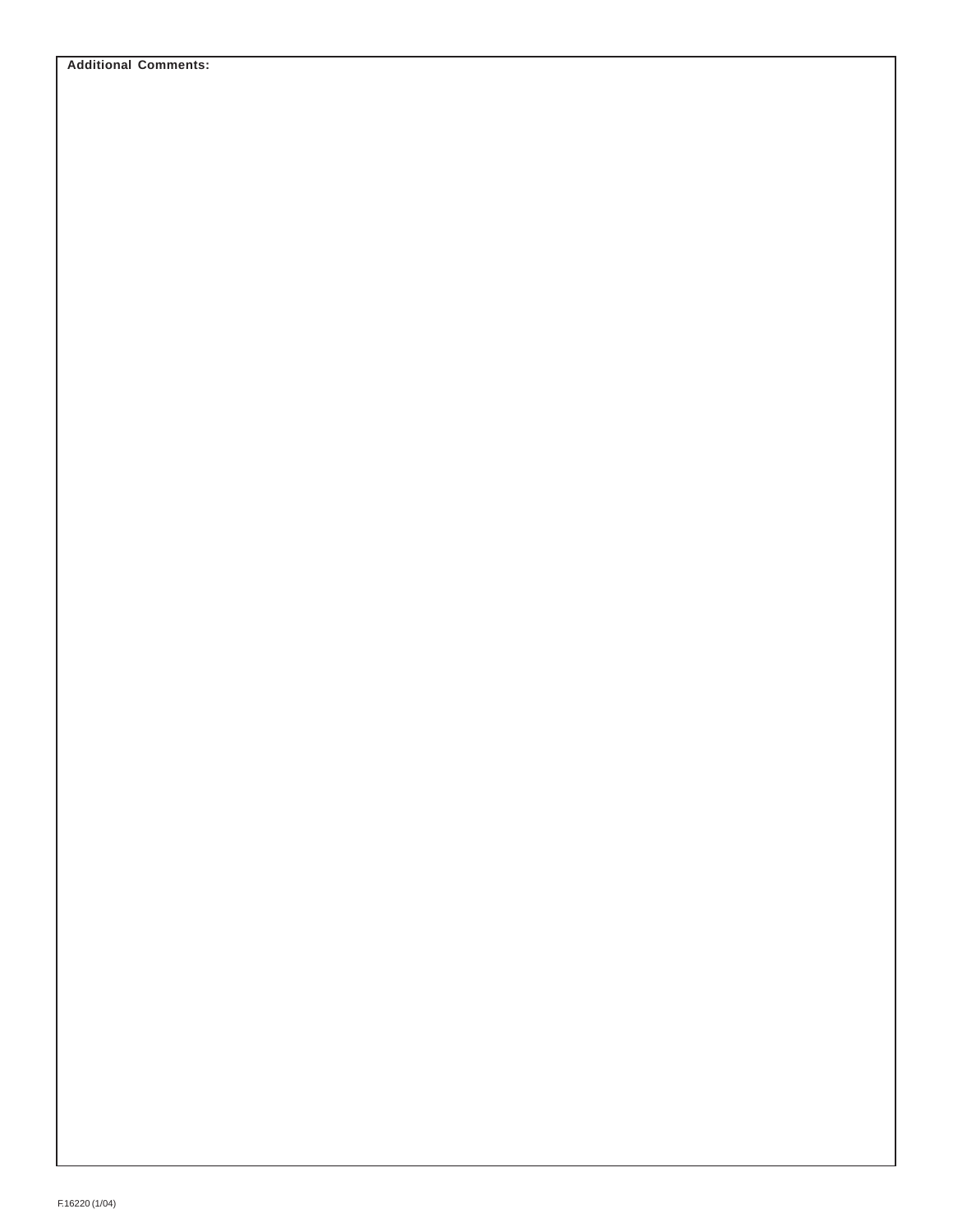**Additional Comments:**

F.16220 (1/04)